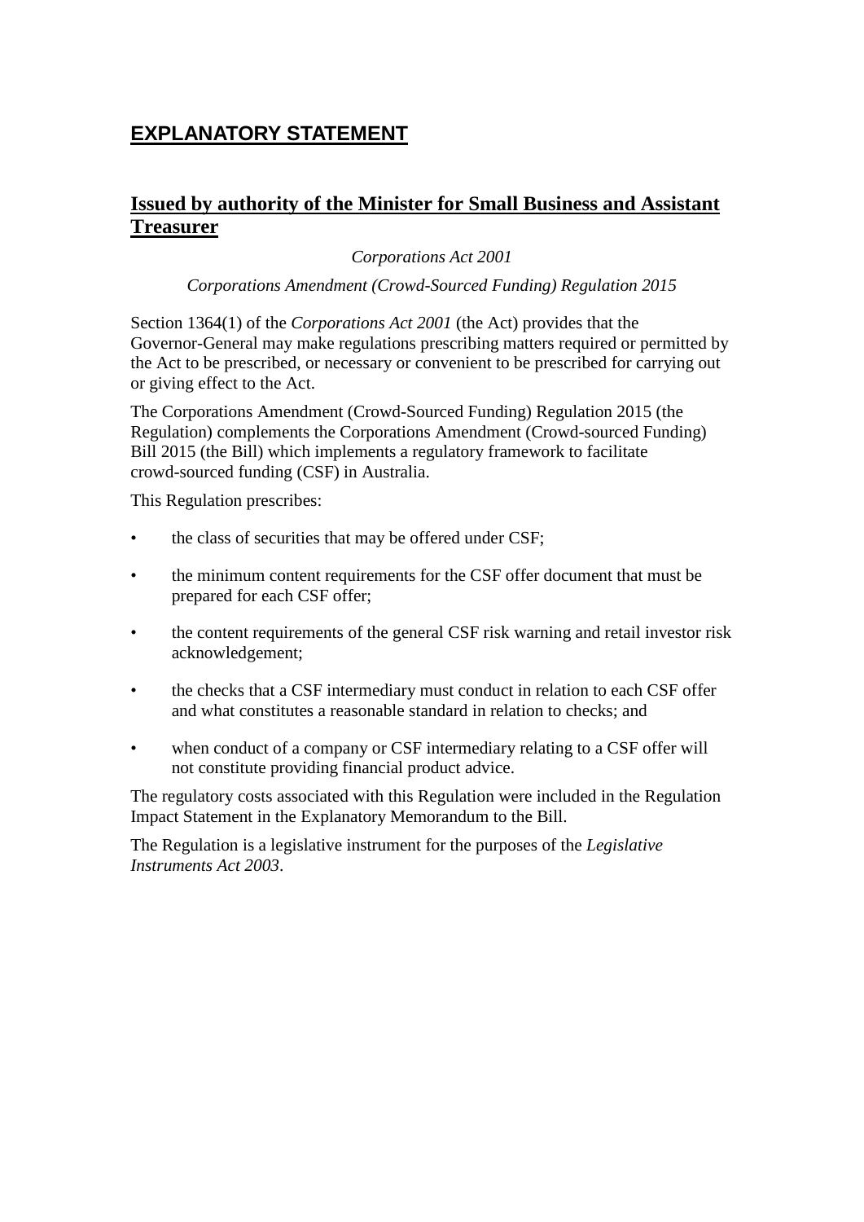# EXPLANATORY STATEMENT

## Issued by authority of the Minister for Small Business and Assistant Treasurer

*Corporations Act 2001*

*Corporations Amendment (Crowd-Sourced Funding) Regulation 2015*

Section 1364(1) of the *Corporations Act 2001* (the Act) provides that the Governor-General may make regulations prescribing matters required or permitted by the Act to be prescribed, or necessary or convenient to be prescribed for carrying out or giving effect to the Act.

The Corporations Amendment (Crowd-Sourced Funding) Regulation 2015 (the Regulation) complements the Corporations Amendment (Crowd-sourced Funding) Bill 2015 (the Bill) which implements a regulatory framework to facilitate crowd-sourced funding (CSF) in Australia.

This Regulation prescribes:

- the class of securities that may be offered under CSF;
- the minimum content requirements for the CSF offer document that must be prepared for each CSF offer;
- the content requirements of the general CSF risk warning and retail investor risk acknowledgement;
- the checks that a CSF intermediary must conduct in relation to each CSF offer and what constitutes a reasonable standard in relation to checks; and
- when conduct of a company or CSF intermediary relating to a CSF offer will not constitute providing financial product advice.

The regulatory costs associated with this Regulation were included in the Regulation Impact Statement in the Explanatory Memorandum to the Bill.

The Regulation is a legislative instrument for the purposes of the *Legislative Instruments Act 2003*.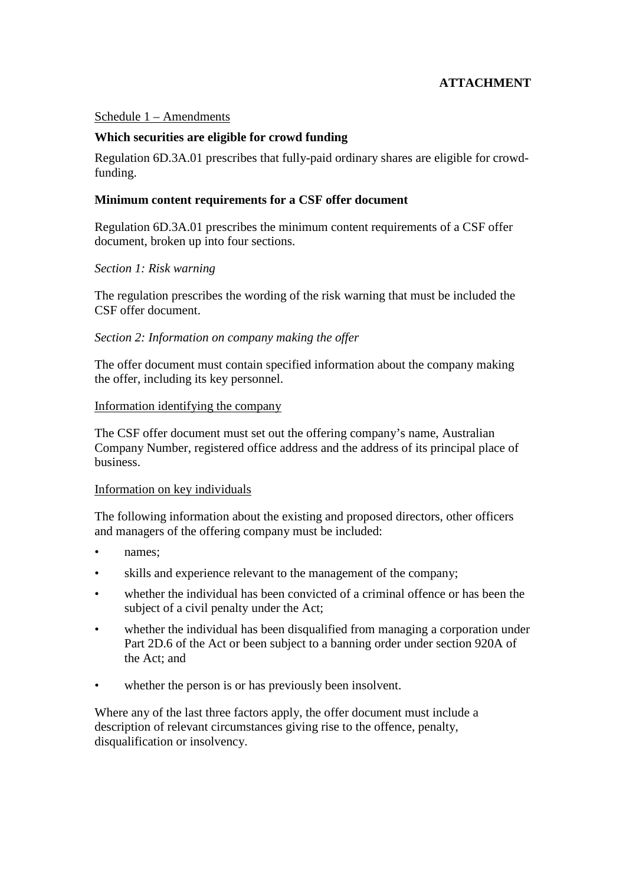**ATTACHMENT**

Schedule 1 – Amendments

**Which securities are eligible for crowd funding**

Regulation 6D.3A.01 prescribes that fully-paid ordinary shares are eligible for crowd-funding.

**Minimum content requirements for a CSF offer document**

Regulation 6D.3A.01 prescribes the minimum content requirements of a CSF offer document, broken up into four sections.

*Section 1: Risk warning*

The regulation prescribes the wording of the risk warning that must be included the CSF offer document.

*Section 2: Information on company making the offer*

The offer document must contain specified information about the company making the offer, including its key personnel.

Information identifying the company

The CSF offer document must set out the offering company's name, Australian Company Number, registered office address and the address of its principal place of business.

Information on key individuals

The following information about the existing and proposed directors, other officers and managers of the offering company must be included:

- names;
- skills and experience relevant to the management of the company;
- whether the individual has been convicted of a criminal offence or has been the subject of a civil penalty under the Act;
- whether the individual has been disqualified from managing a corporation under Part 2D.6 of the Act or been subject to a banning order under section 920A of the Act; and
- whether the person is or has previously been insolvent.

Where any of the last three factors apply, the offer document must include a description of relevant circumstances giving rise to the offence, penalty, disqualification or insolvency.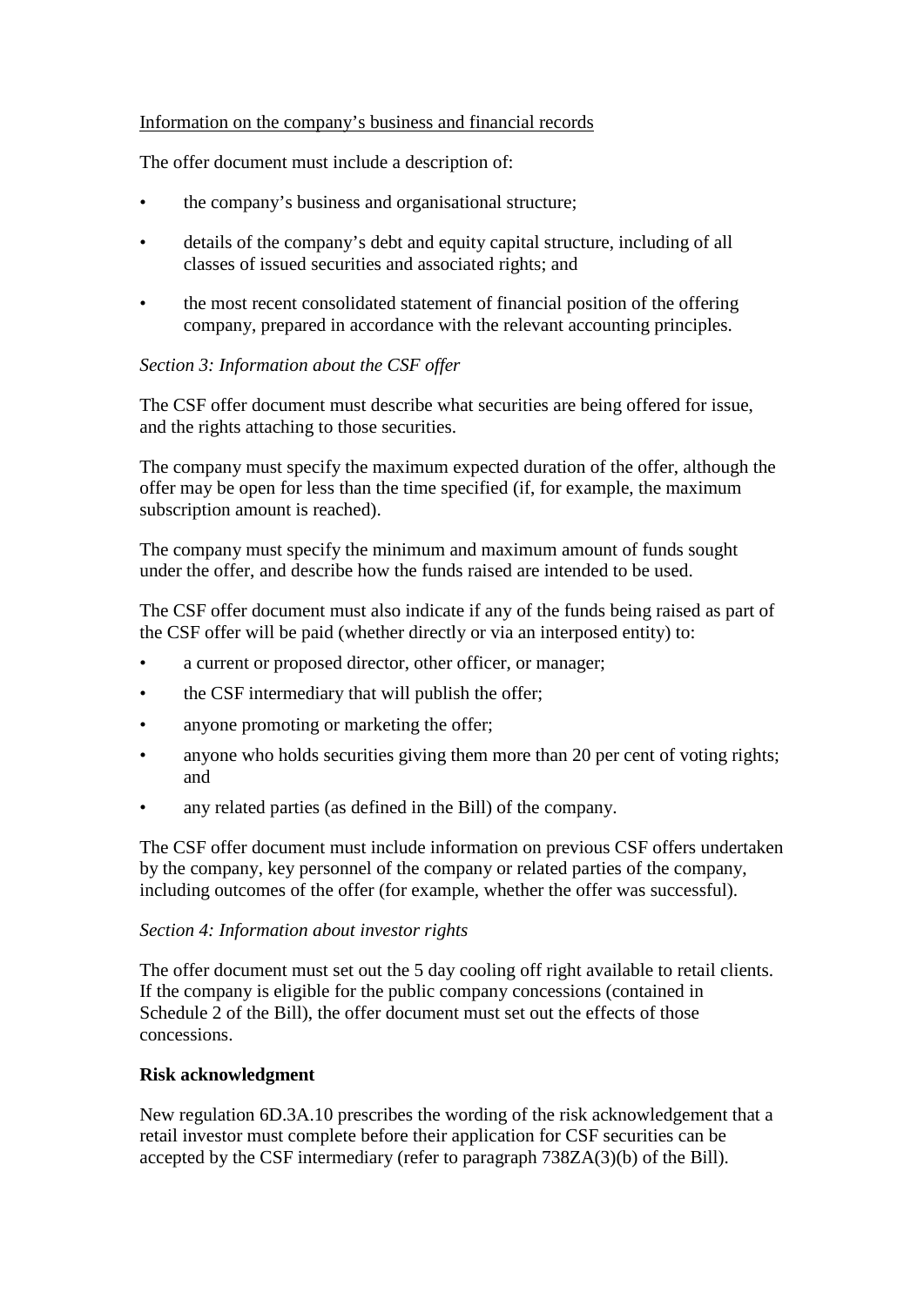<u>Information on the company's business and financial records</u>

The offer document must include a description of:

- the company's business and organisational structure;
- details of the company's debt and equity capital structure, including of all classes of issued securities and associated rights; and
- the most recent consolidated statement of financial position of the offering company, prepared in accordance with the relevant accounting principles.

*Section 3: Information about the CSF offer*

The CSF offer document must describe what securities are being offered for issue, and the rights attaching to those securities.

The company must specify the maximum expected duration of the offer, although the offer may be open for less than the time specified (if, for example, the maximum subscription amount is reached).

The company must specify the minimum and maximum amount of funds sought under the offer, and describe how the funds raised are intended to be used.

The CSF offer document must also indicate if any of the funds being raised as part of the CSF offer will be paid (whether directly or via an interposed entity) to:

- a current or proposed director, other officer, or manager;
- the CSF intermediary that will publish the offer;
- anyone promoting or marketing the offer;
- anyone who holds securities giving them more than 20 per cent of voting rights; and
- any related parties (as defined in the Bill) of the company.

The CSF offer document must include information on previous CSF offers undertaken by the company, key personnel of the company or related parties of the company, including outcomes of the offer (for example, whether the offer was successful).

*Section 4: Information about investor rights*

The offer document must set out the 5 day cooling off right available to retail clients. If the company is eligible for the public company concessions (contained in Schedule 2 of the Bill), the offer document must set out the effects of those concessions.

**Risk acknowledgment**

New regulation 6D.3A.10 prescribes the wording of the risk acknowledgement that a retail investor must complete before their application for CSF securities can be accepted by the CSF intermediary (refer to paragraph 738ZA(3)(b) of the Bill).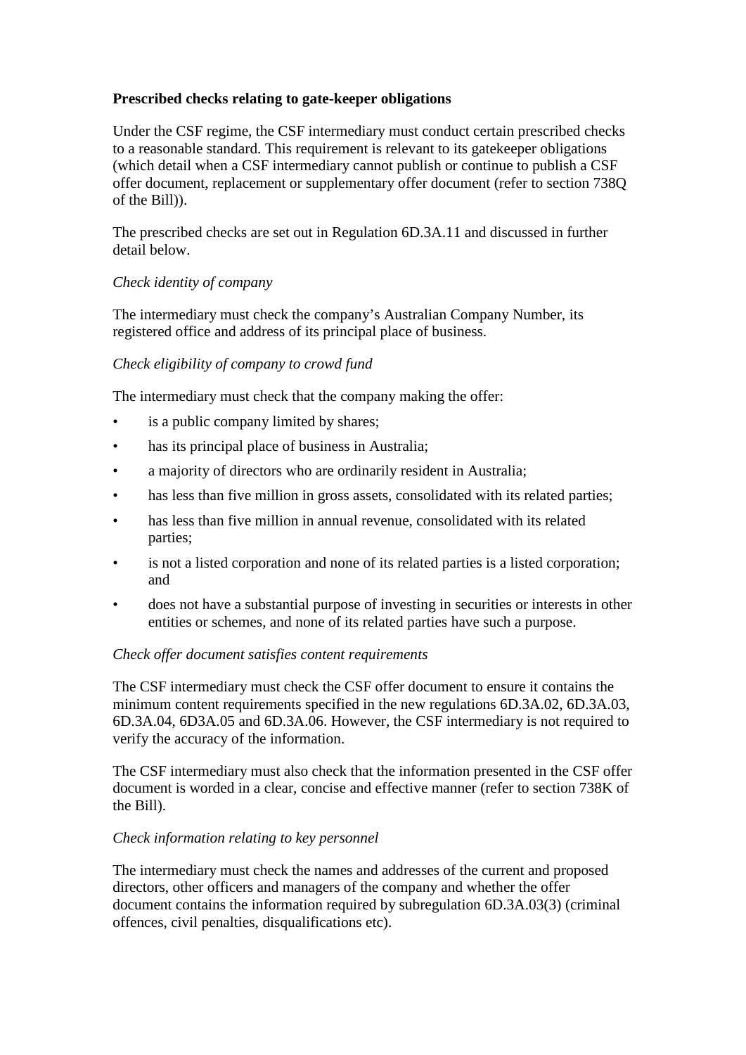**Prescribed checks relating to gate-keeper obligations**

Under the CSF regime, the CSF intermediary must conduct certain prescribed checks to a reasonable standard. This requirement is relevant to its gatekeeper obligations (which detail when a CSF intermediary cannot publish or continue to publish a CSF offer document, replacement or supplementary offer document (refer to section 738Q of the Bill)).

The prescribed checks are set out in Regulation 6D.3A.11 and discussed in further detail below.

*Check identity of company*

The intermediary must check the company's Australian Company Number, its registered office and address of its principal place of business.

*Check eligibility of company to crowd fund*

The intermediary must check that the company making the offer:

- is a public company limited by shares;
- has its principal place of business in Australia;
- a majority of directors who are ordinarily resident in Australia;
- has less than five million in gross assets, consolidated with its related parties;
- has less than five million in annual revenue, consolidated with its related parties;
- is not a listed corporation and none of its related parties is a listed corporation; and
- does not have a substantial purpose of investing in securities or interests in other entities or schemes, and none of its related parties have such a purpose.

*Check offer document satisfies content requirements*

The CSF intermediary must check the CSF offer document to ensure it contains the minimum content requirements specified in the new regulations 6D.3A.02, 6D.3A.03, 6D.3A.04, 6D3A.05 and 6D.3A.06. However, the CSF intermediary is not required to verify the accuracy of the information.

The CSF intermediary must also check that the information presented in the CSF offer document is worded in a clear, concise and effective manner (refer to section 738K of the Bill).

*Check information relating to key personnel*

The intermediary must check the names and addresses of the current and proposed directors, other officers and managers of the company and whether the offer document contains the information required by subregulation 6D.3A.03(3) (criminal offences, civil penalties, disqualifications etc).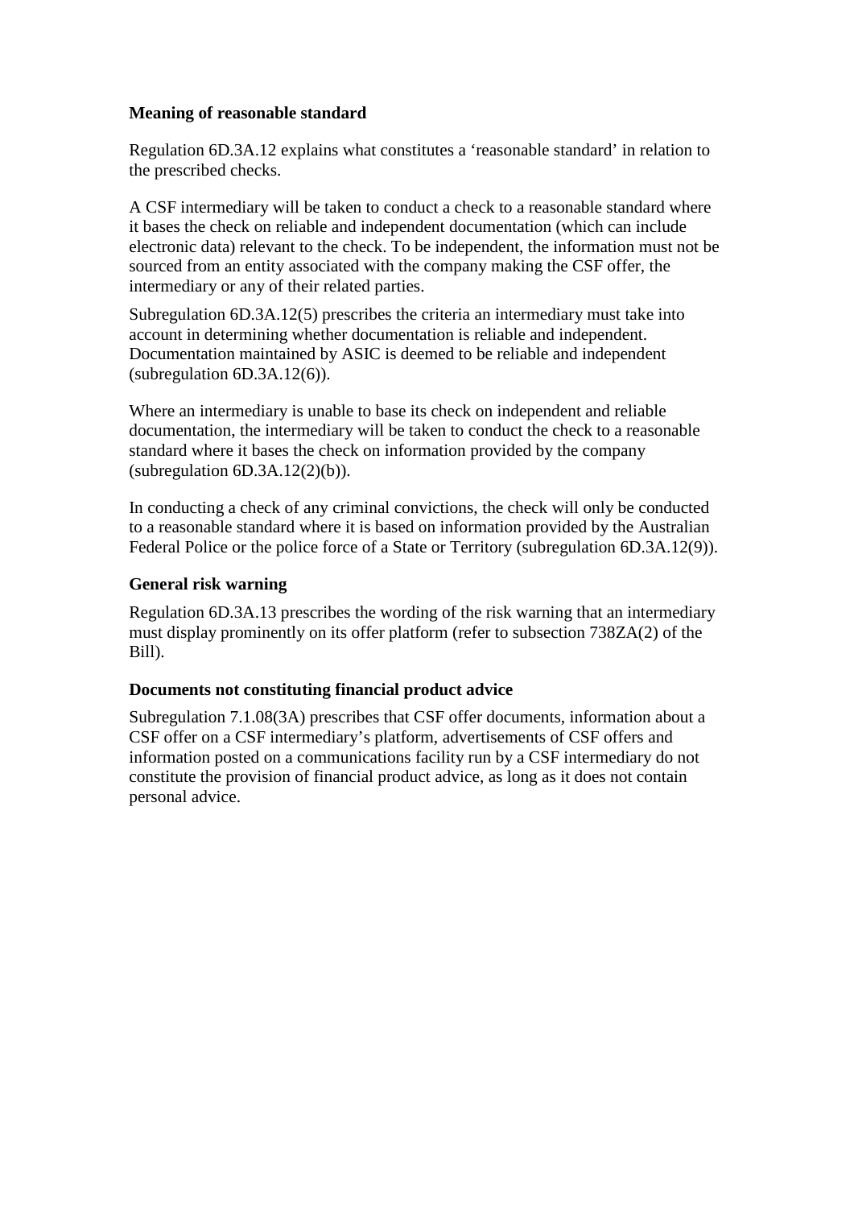**Meaning of reasonable standard**

Regulation 6D.3A.12 explains what constitutes a 'reasonable standard' in relation to the prescribed checks.

A CSF intermediary will be taken to conduct a check to a reasonable standard where it bases the check on reliable and independent documentation (which can include electronic data) relevant to the check. To be independent, the information must not be sourced from an entity associated with the company making the CSF offer, the intermediary or any of their related parties.

Subregulation 6D.3A.12(5) prescribes the criteria an intermediary must take into account in determining whether documentation is reliable and independent. Documentation maintained by ASIC is deemed to be reliable and independent (subregulation 6D.3A.12(6)).

Where an intermediary is unable to base its check on independent and reliable documentation, the intermediary will be taken to conduct the check to a reasonable standard where it bases the check on information provided by the company (subregulation 6D.3A.12(2)(b)).

In conducting a check of any criminal convictions, the check will only be conducted to a reasonable standard where it is based on information provided by the Australian Federal Police or the police force of a State or Territory (subregulation 6D.3A.12(9)).

**General risk warning**

Regulation 6D.3A.13 prescribes the wording of the risk warning that an intermediary must display prominently on its offer platform (refer to subsection 738ZA(2) of the Bill).

**Documents not constituting financial product advice**

Subregulation 7.1.08(3A) prescribes that CSF offer documents, information about a CSF offer on a CSF intermediary's platform, advertisements of CSF offers and information posted on a communications facility run by a CSF intermediary do not constitute the provision of financial product advice, as long as it does not contain personal advice.